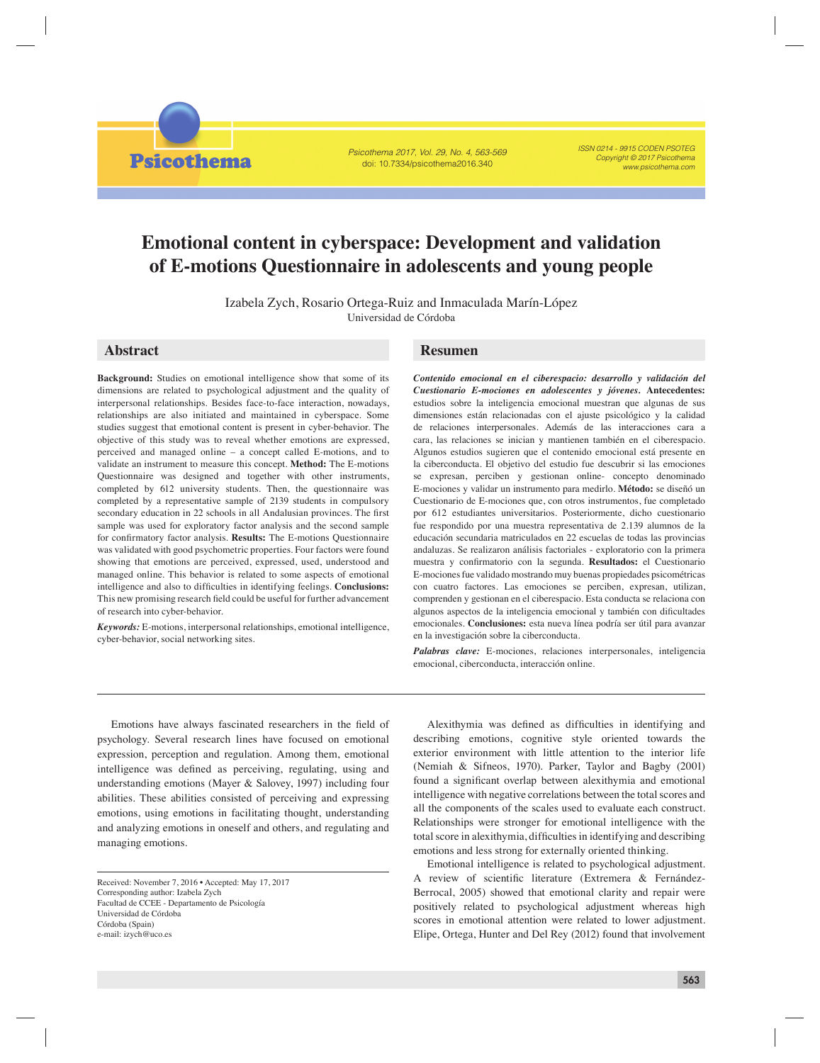# Emotional content in cyberspace: Development and validation of E-motions Questionnaire in adolescents and young people

Izabela Zych, Rosario Ortega-Ruiz and Inmaculada Marín-López
Universidad de Córdoba

## Abstract

**Background:** Studies on emotional intelligence show that some of its dimensions are related to psychological adjustment and the quality of interpersonal relationships. Besides face-to-face interaction, nowadays, relationships are also initiated and maintained in cyberspace. Some studies suggest that emotional content is present in cyber-behavior. The objective of this study was to reveal whether emotions are expressed, perceived and managed online – a concept called E-motions, and to validate an instrument to measure this concept. **Method:** The E-motions Questionnaire was designed and together with other instruments, completed by 612 university students. Then, the questionnaire was completed by a representative sample of 2139 students in compulsory secondary education in 22 schools in all Andalusian provinces. The first sample was used for exploratory factor analysis and the second sample for confirmatory factor analysis. **Results:** The E-motions Questionnaire was validated with good psychometric properties. Four factors were found showing that emotions are perceived, expressed, used, understood and managed online. This behavior is related to some aspects of emotional intelligence and also to difficulties in identifying feelings. **Conclusions:** This new promising research field could be useful for further advancement of research into cyber-behavior.

***Keywords:*** E-motions, interpersonal relationships, emotional intelligence, cyber-behavior, social networking sites.

## Resumen

***Contenido emocional en el ciberespacio: desarrollo y validación del Cuestionario E-mociones en adolescentes y jóvenes.*** **Antecedentes:** estudios sobre la inteligencia emocional muestran que algunas de sus dimensiones están relacionadas con el ajuste psicológico y la calidad de relaciones interpersonales. Además de las interacciones cara a cara, las relaciones se inician y mantienen también en el ciberespacio. Algunos estudios sugieren que el contenido emocional está presente en la ciberconducta. El objetivo del estudio fue descubrir si las emociones se expresan, perciben y gestionan online- concepto denominado E-mociones y validar un instrumento para medirlo. **Método:** se diseñó un Cuestionario de E-mociones que, con otros instrumentos, fue completado por 612 estudiantes universitarios. Posteriormente, dicho cuestionario fue respondido por una muestra representativa de 2.139 alumnos de la educación secundaria matriculados en 22 escuelas de todas las provincias andaluzas. Se realizaron análisis factoriales - exploratorio con la primera muestra y confirmatorio con la segunda. **Resultados:** el Cuestionario E-mociones fue validado mostrando muy buenas propiedades psicométricas con cuatro factores. Las emociones se perciben, expresan, utilizan, comprenden y gestionan en el ciberespacio. Esta conducta se relaciona con algunos aspectos de la inteligencia emocional y también con dificultades emocionales. **Conclusiones:** esta nueva línea podría ser útil para avanzar en la investigación sobre la ciberconducta.

***Palabras clave:*** E-mociones, relaciones interpersonales, inteligencia emocional, ciberconducta, interacción online.

---

Emotions have always fascinated researchers in the field of psychology. Several research lines have focused on emotional expression, perception and regulation. Among them, emotional intelligence was defined as perceiving, regulating, using and understanding emotions (Mayer & Salovey, 1997) including four abilities. These abilities consisted of perceiving and expressing emotions, using emotions in facilitating thought, understanding and analyzing emotions in oneself and others, and regulating and managing emotions.

Alexithymia was defined as difficulties in identifying and describing emotions, cognitive style oriented towards the exterior environment with little attention to the interior life (Nemiah & Sifneos, 1970). Parker, Taylor and Bagby (2001) found a significant overlap between alexithymia and emotional intelligence with negative correlations between the total scores and all the components of the scales used to evaluate each construct. Relationships were stronger for emotional intelligence with the total score in alexithymia, difficulties in identifying and describing emotions and less strong for externally oriented thinking.

Emotional intelligence is related to psychological adjustment. A review of scientific literature (Extremera & Fernández-Berrocal, 2005) showed that emotional clarity and repair were positively related to psychological adjustment whereas high scores in emotional attention were related to lower adjustment. Elipe, Ortega, Hunter and Del Rey (2012) found that involvement

---

Received: November 7, 2016 • Accepted: May 17, 2017
Corresponding author: Izabela Zych
Facultad de CCEE - Departamento de Psicología
Universidad de Córdoba
Córdoba (Spain)
e-mail: izych@uco.es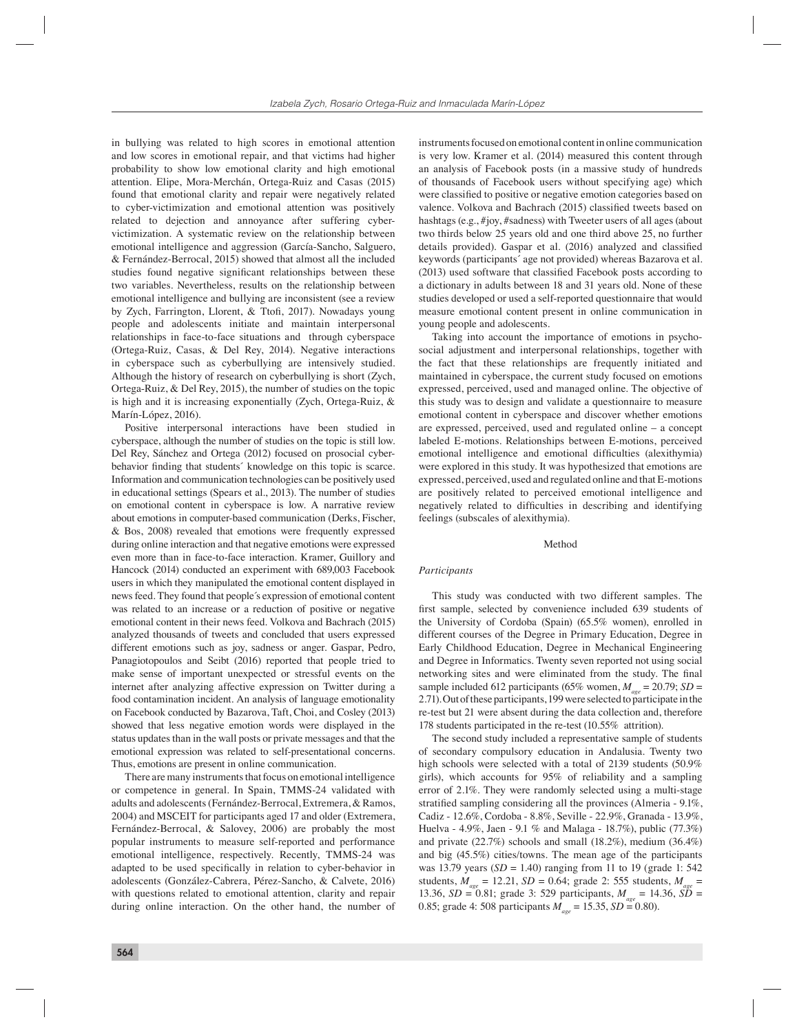in bullying was related to high scores in emotional attention and low scores in emotional repair, and that victims had higher probability to show low emotional clarity and high emotional attention. Elipe, Mora-Merchán, Ortega-Ruiz and Casas (2015) found that emotional clarity and repair were negatively related to cyber-victimization and emotional attention was positively related to dejection and annoyance after suffering cyber-victimization. A systematic review on the relationship between emotional intelligence and aggression (García-Sancho, Salguero, & Fernández-Berrocal, 2015) showed that almost all the included studies found negative significant relationships between these two variables. Nevertheless, results on the relationship between emotional intelligence and bullying are inconsistent (see a review by Zych, Farrington, Llorent, & Ttofi, 2017). Nowadays young people and adolescents initiate and maintain interpersonal relationships in face-to-face situations and through cyberspace (Ortega-Ruiz, Casas, & Del Rey, 2014). Negative interactions in cyberspace such as cyberbullying are intensively studied. Although the history of research on cyberbullying is short (Zych, Ortega-Ruiz, & Del Rey, 2015), the number of studies on the topic is high and it is increasing exponentially (Zych, Ortega-Ruiz, & Marín-López, 2016).

Positive interpersonal interactions have been studied in cyberspace, although the number of studies on the topic is still low. Del Rey, Sánchez and Ortega (2012) focused on prosocial cyber-behavior finding that students´ knowledge on this topic is scarce. Information and communication technologies can be positively used in educational settings (Spears et al., 2013). The number of studies on emotional content in cyberspace is low. A narrative review about emotions in computer-based communication (Derks, Fischer, & Bos, 2008) revealed that emotions were frequently expressed during online interaction and that negative emotions were expressed even more than in face-to-face interaction. Kramer, Guillory and Hancock (2014) conducted an experiment with 689,003 Facebook users in which they manipulated the emotional content displayed in news feed. They found that people´s expression of emotional content was related to an increase or a reduction of positive or negative emotional content in their news feed. Volkova and Bachrach (2015) analyzed thousands of tweets and concluded that users expressed different emotions such as joy, sadness or anger. Gaspar, Pedro, Panagiotopoulos and Seibt (2016) reported that people tried to make sense of important unexpected or stressful events on the internet after analyzing affective expression on Twitter during a food contamination incident. An analysis of language emotionality on Facebook conducted by Bazarova, Taft, Choi, and Cosley (2013) showed that less negative emotion words were displayed in the status updates than in the wall posts or private messages and that the emotional expression was related to self-presentational concerns. Thus, emotions are present in online communication.

There are many instruments that focus on emotional intelligence or competence in general. In Spain, TMMS-24 validated with adults and adolescents (Fernández-Berrocal, Extremera, & Ramos, 2004) and MSCEIT for participants aged 17 and older (Extremera, Fernández-Berrocal, & Salovey, 2006) are probably the most popular instruments to measure self-reported and performance emotional intelligence, respectively. Recently, TMMS-24 was adapted to be used specifically in relation to cyber-behavior in adolescents (González-Cabrera, Pérez-Sancho, & Calvete, 2016) with questions related to emotional attention, clarity and repair during online interaction. On the other hand, the number of instruments focused on emotional content in online communication is very low. Kramer et al. (2014) measured this content through an analysis of Facebook posts (in a massive study of hundreds of thousands of Facebook users without specifying age) which were classified to positive or negative emotion categories based on valence. Volkova and Bachrach (2015) classified tweets based on hashtags (e.g., #joy, #sadness) with Tweeter users of all ages (about two thirds below 25 years old and one third above 25, no further details provided). Gaspar et al. (2016) analyzed and classified keywords (participants´ age not provided) whereas Bazarova et al. (2013) used software that classified Facebook posts according to a dictionary in adults between 18 and 31 years old. None of these studies developed or used a self-reported questionnaire that would measure emotional content present in online communication in young people and adolescents.

Taking into account the importance of emotions in psycho-social adjustment and interpersonal relationships, together with the fact that these relationships are frequently initiated and maintained in cyberspace, the current study focused on emotions expressed, perceived, used and managed online. The objective of this study was to design and validate a questionnaire to measure emotional content in cyberspace and discover whether emotions are expressed, perceived, used and regulated online – a concept labeled E-motions. Relationships between E-motions, perceived emotional intelligence and emotional difficulties (alexithymia) were explored in this study. It was hypothesized that emotions are expressed, perceived, used and regulated online and that E-motions are positively related to perceived emotional intelligence and negatively related to difficulties in describing and identifying feelings (subscales of alexithymia).

## Method

### *Participants*

This study was conducted with two different samples. The first sample, selected by convenience included 639 students of the University of Cordoba (Spain) (65.5% women), enrolled in different courses of the Degree in Primary Education, Degree in Early Childhood Education, Degree in Mechanical Engineering and Degree in Informatics. Twenty seven reported not using social networking sites and were eliminated from the study. The final sample included 612 participants (65% women, $M_{age}$ = 20.79; $SD$ = 2.71). Out of these participants, 199 were selected to participate in the re-test but 21 were absent during the data collection and, therefore 178 students participated in the re-test (10.55% attrition).

The second study included a representative sample of students of secondary compulsory education in Andalusia. Twenty two high schools were selected with a total of 2139 students (50.9% girls), which accounts for 95% of reliability and a sampling error of 2.1%. They were randomly selected using a multi-stage stratified sampling considering all the provinces (Almeria - 9.1%, Cadiz - 12.6%, Cordoba - 8.8%, Seville - 22.9%, Granada - 13.9%, Huelva - 4.9%, Jaen - 9.1 % and Malaga - 18.7%), public (77.3%) and private (22.7%) schools and small (18.2%), medium (36.4%) and big (45.5%) cities/towns. The mean age of the participants was 13.79 years ($SD$ = 1.40) ranging from 11 to 19 (grade 1: 542 students, $M_{age}$ = 12.21, $SD$ = 0.64; grade 2: 555 students, $M_{age}$ = 13.36, $SD$ = 0.81; grade 3: 529 participants, $M_{age}$ = 14.36, $SD$ = 0.85; grade 4: 508 participants $M_{age}$ = 15.35, $SD$ = 0.80).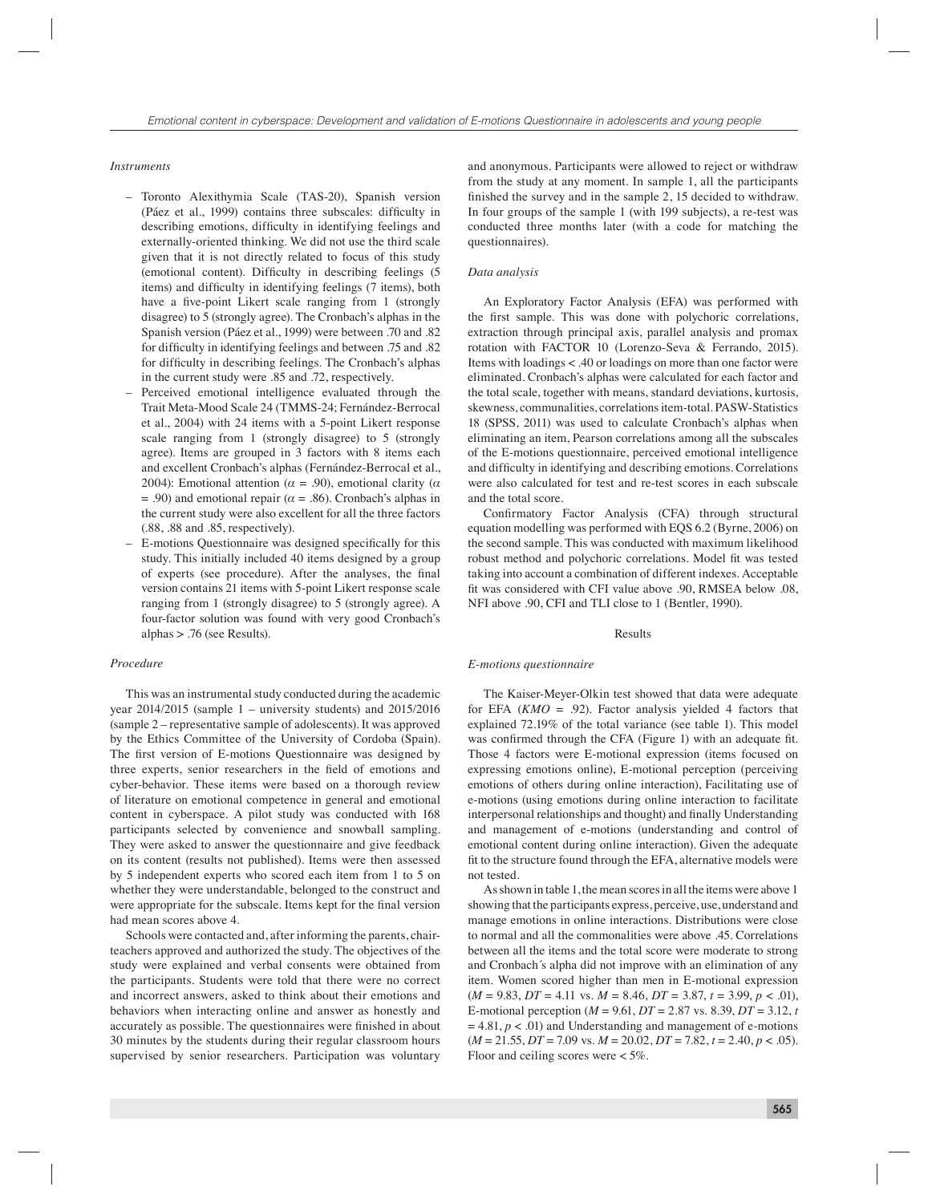*Instruments*

- Toronto Alexithymia Scale (TAS-20), Spanish version (Páez et al., 1999) contains three subscales: difficulty in describing emotions, difficulty in identifying feelings and externally-oriented thinking. We did not use the third scale given that it is not directly related to focus of this study (emotional content). Difficulty in describing feelings (5 items) and difficulty in identifying feelings (7 items), both have a five-point Likert scale ranging from 1 (strongly disagree) to 5 (strongly agree). The Cronbach's alphas in the Spanish version (Páez et al., 1999) were between .70 and .82 for difficulty in identifying feelings and between .75 and .82 for difficulty in describing feelings. The Cronbach's alphas in the current study were .85 and .72, respectively.
- Perceived emotional intelligence evaluated through the Trait Meta-Mood Scale 24 (TMMS-24; Fernández-Berrocal et al., 2004) with 24 items with a 5-point Likert response scale ranging from 1 (strongly disagree) to 5 (strongly agree). Items are grouped in 3 factors with 8 items each and excellent Cronbach's alphas (Fernández-Berrocal et al., 2004): Emotional attention ($\alpha$ = .90), emotional clarity ($\alpha$ = .90) and emotional repair ($\alpha$ = .86). Cronbach's alphas in the current study were also excellent for all the three factors (.88, .88 and .85, respectively).
- E-motions Questionnaire was designed specifically for this study. This initially included 40 items designed by a group of experts (see procedure). After the analyses, the final version contains 21 items with 5-point Likert response scale ranging from 1 (strongly disagree) to 5 (strongly agree). A four-factor solution was found with very good Cronbach's alphas > .76 (see Results).

*Procedure*

This was an instrumental study conducted during the academic year 2014/2015 (sample 1 – university students) and 2015/2016 (sample 2 – representative sample of adolescents). It was approved by the Ethics Committee of the University of Cordoba (Spain). The first version of E-motions Questionnaire was designed by three experts, senior researchers in the field of emotions and cyber-behavior. These items were based on a thorough review of literature on emotional competence in general and emotional content in cyberspace. A pilot study was conducted with 168 participants selected by convenience and snowball sampling. They were asked to answer the questionnaire and give feedback on its content (results not published). Items were then assessed by 5 independent experts who scored each item from 1 to 5 on whether they were understandable, belonged to the construct and were appropriate for the subscale. Items kept for the final version had mean scores above 4.

Schools were contacted and, after informing the parents, chair-teachers approved and authorized the study. The objectives of the study were explained and verbal consents were obtained from the participants. Students were told that there were no correct and incorrect answers, asked to think about their emotions and behaviors when interacting online and answer as honestly and accurately as possible. The questionnaires were finished in about 30 minutes by the students during their regular classroom hours supervised by senior researchers. Participation was voluntary and anonymous. Participants were allowed to reject or withdraw from the study at any moment. In sample 1, all the participants finished the survey and in the sample 2, 15 decided to withdraw. In four groups of the sample 1 (with 199 subjects), a re-test was conducted three months later (with a code for matching the questionnaires).

*Data analysis*

An Exploratory Factor Analysis (EFA) was performed with the first sample. This was done with polychoric correlations, extraction through principal axis, parallel analysis and promax rotation with FACTOR 10 (Lorenzo-Seva & Ferrando, 2015). Items with loadings < .40 or loadings on more than one factor were eliminated. Cronbach's alphas were calculated for each factor and the total scale, together with means, standard deviations, kurtosis, skewness, communalities, correlations item-total. PASW-Statistics 18 (SPSS, 2011) was used to calculate Cronbach's alphas when eliminating an item, Pearson correlations among all the subscales of the E-motions questionnaire, perceived emotional intelligence and difficulty in identifying and describing emotions. Correlations were also calculated for test and re-test scores in each subscale and the total score.

Confirmatory Factor Analysis (CFA) through structural equation modelling was performed with EQS 6.2 (Byrne, 2006) on the second sample. This was conducted with maximum likelihood robust method and polychoric correlations. Model fit was tested taking into account a combination of different indexes. Acceptable fit was considered with CFI value above .90, RMSEA below .08, NFI above .90, CFI and TLI close to 1 (Bentler, 1990).

## Results

*E-motions questionnaire*

The Kaiser-Meyer-Olkin test showed that data were adequate for EFA (*KMO* = .92). Factor analysis yielded 4 factors that explained 72.19% of the total variance (see table 1). This model was confirmed through the CFA (Figure 1) with an adequate fit. Those 4 factors were E-motional expression (items focused on expressing emotions online), E-motional perception (perceiving emotions of others during online interaction), Facilitating use of e-motions (using emotions during online interaction to facilitate interpersonal relationships and thought) and finally Understanding and management of e-motions (understanding and control of emotional content during online interaction). Given the adequate fit to the structure found through the EFA, alternative models were not tested.

As shown in table 1, the mean scores in all the items were above 1 showing that the participants express, perceive, use, understand and manage emotions in online interactions. Distributions were close to normal and all the commonalities were above .45. Correlations between all the items and the total score were moderate to strong and Cronbach´s alpha did not improve with an elimination of any item. Women scored higher than men in E-motional expression ($M$ = 9.83, $DT$ = 4.11 vs. $M$ = 8.46, $DT$ = 3.87, $t$ = 3.99, $p$ < .01), E-motional perception ($M$ = 9.61, $DT$ = 2.87 vs. 8.39, $DT$ = 3.12, $t$ = 4.81, $p$ < .01) and Understanding and management of e-motions ($M$ = 21.55, $DT$ = 7.09 vs. $M$ = 20.02, $DT$ = 7.82, $t$ = 2.40, $p$ < .05). Floor and ceiling scores were < 5%.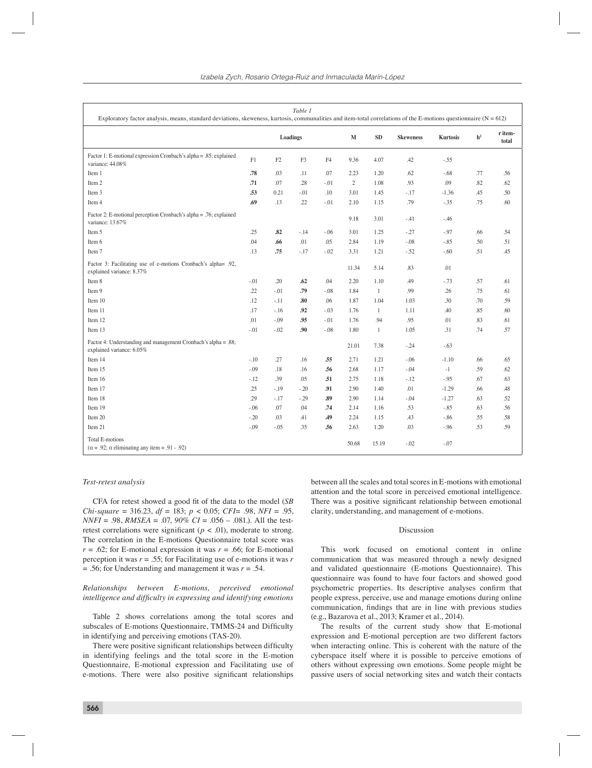Table 1

Exploratory factor analysis, means, standard deviations, skeweness, kurtosis, communalities and item-total correlations of the E-motions questionnaire (N = 612)

| | Loadings | | | | M | SD | Skeweness | Kurtosis | h² | r item-total |
|---|---|---|---|---|---|---|---|---|---|---|
| Factor 1: E-motional expression Cronbach's alpha = .85; explained variance: 44.08% | F1 | F2 | F3 | F4 | 9.36 | 4.07 | .42 | -.55 | | |
| Item 1 | **.78** | .03 | .11 | .07 | 2.23 | 1.20 | .62 | -.68 | .77 | .56 |
| Item 2 | **.71** | .07 | .28 | -.01 | 2 | 1.08 | .93 | .09 | .82 | .62 |
| Item 3 | **.53** | 0.21 | -.01 | .10 | 3.01 | 1.45 | -.17 | -1.36 | .45 | .50 |
| Item 4 | **.69** | .13 | .22 | -.01 | 2.10 | 1.15 | .79 | -.35 | .75 | .60 |
| Factor 2: E-motional perception Cronbach's alpha = .76; explained variance: 13.67% | | | | | 9.18 | 3.01 | -.41 | -.46 | | |
| Item 5 | .25 | **.82** | -.14 | -.06 | 3.01 | 1.25 | -.27 | -.97 | .66 | .54 |
| Item 6 | .04 | **.66** | .01 | .05 | 2.84 | 1.19 | -.08 | -.85 | .50 | .51 |
| Item 7 | .13 | **.75** | -.17 | -.02 | 3.31 | 1.21 | -.52 | -.60 | .51 | .45 |
| Factor 3: Facilitating use of e-motions Cronbach's alpha= .92, explained variance: 8.37% | | | | | 11.34 | 5.14 | .83 | .01 | | |
| Item 8 | -.01 | .20 | **.62** | .04 | 2.20 | 1.10 | .49 | -.73 | .57 | .61 |
| Item 9 | .22 | -.01 | **.79** | -.08 | 1.84 | 1 | .99 | .26 | .75 | .61 |
| Item 10 | .12 | -.11 | **.80** | .06 | 1.87 | 1.04 | 1.03 | .30 | .70 | .59 |
| Item 11 | .17 | -.16 | **.92** | -.03 | 1.76 | 1 | 1.11 | .40 | .85 | .60 |
| Item 12 | .01 | -.09 | **.95** | -.01 | 1.76 | .94 | .95 | .01 | .83 | .61 |
| Item 13 | -.01 | -.02 | **.90** | -.08 | 1.80 | 1 | 1.05 | .31 | .74 | .57 |
| Factor 4: Understanding and management Cronbach's alpha = .88; explained variance: 6.05% | | | | | 21.01 | 7.38 | -.24 | -.63 | | |
| Item 14 | -.10 | .27 | .16 | **.55** | 2.71 | 1.21 | -.06 | -1.10 | .66 | .65 |
| Item 15 | -.09 | .18 | .16 | **.56** | 2.68 | 1.17 | -.04 | -1 | .59 | .62 |
| Item 16 | -.12 | .39 | .05 | **.51** | 2.75 | 1.18 | -.12 | -.95 | .67 | .63 |
| Item 17 | .25 | -.19 | -.20 | **.91** | 2.90 | 1.40 | .01 | -1.29 | .66 | .48 |
| Item 18 | .29 | -.17 | -.29 | **.89** | 2.90 | 1.14 | -.04 | -1.27 | .63 | .52 |
| Item 19 | -.06 | .07 | .04 | **.74** | 2.14 | 1.16 | .53 | -.85 | .63 | .56 |
| Item 20 | -.20 | .03 | .41 | **.49** | 2.24 | 1.15 | .43 | -.86 | .55 | .58 |
| Item 21 | -.09 | -.05 | .35 | **.56** | 2.63 | 1.20 | .03 | -.96 | .53 | .59 |
| Total E-motions (α = .92; α eliminating any item = .91 - .92) | | | | | 50.68 | 15.19 | -.02 | -.07 | | |

*Test-retest analysis*

CFA for retest showed a good fit of the data to the model (*SB Chi-square* = 316.23, *df* = 183; $p < 0.05$; *CFI*= .98, *NFI* = .95, *NNFI* = .98, *RMSEA* = .07, *90% CI* = .056 – .081.). All the test-retest correlations were significant ($p < .01$), moderate to strong. The correlation in the E-motions Questionnaire total score was $r = .62$; for E-motional expression it was $r = .66$; for E-motional perception it was $r = .55$; for Facilitating use of e-motions it was $r = .56$; for Understanding and management it was $r = .54$.

*Relationships between E-motions, perceived emotional intelligence and difficulty in expressing and identifying emotions*

Table 2 shows correlations among the total scores and subscales of E-motions Questionnaire, TMMS-24 and Difficulty in identifying and perceiving emotions (TAS-20).

There were positive significant relationships between difficulty in identifying feelings and the total score in the E-motion Questionnaire, E-motional expression and Facilitating use of e-motions. There were also positive significant relationships between all the scales and total scores in E-motions with emotional attention and the total score in perceived emotional intelligence. There was a positive significant relationship between emotional clarity, understanding, and management of e-motions.

## Discussion

This work focused on emotional content in online communication that was measured through a newly designed and validated questionnaire (E-motions Questionnaire). This questionnaire was found to have four factors and showed good psychometric properties. Its descriptive analyses confirm that people express, perceive, use and manage emotions during online communication, findings that are in line with previous studies (e.g., Bazarova et al., 2013; Kramer et al., 2014).

The results of the current study show that E-motional expression and E-motional perception are two different factors when interacting online. This is coherent with the nature of the cyberspace itself where it is possible to perceive emotions of others without expressing own emotions. Some people might be passive users of social networking sites and watch their contacts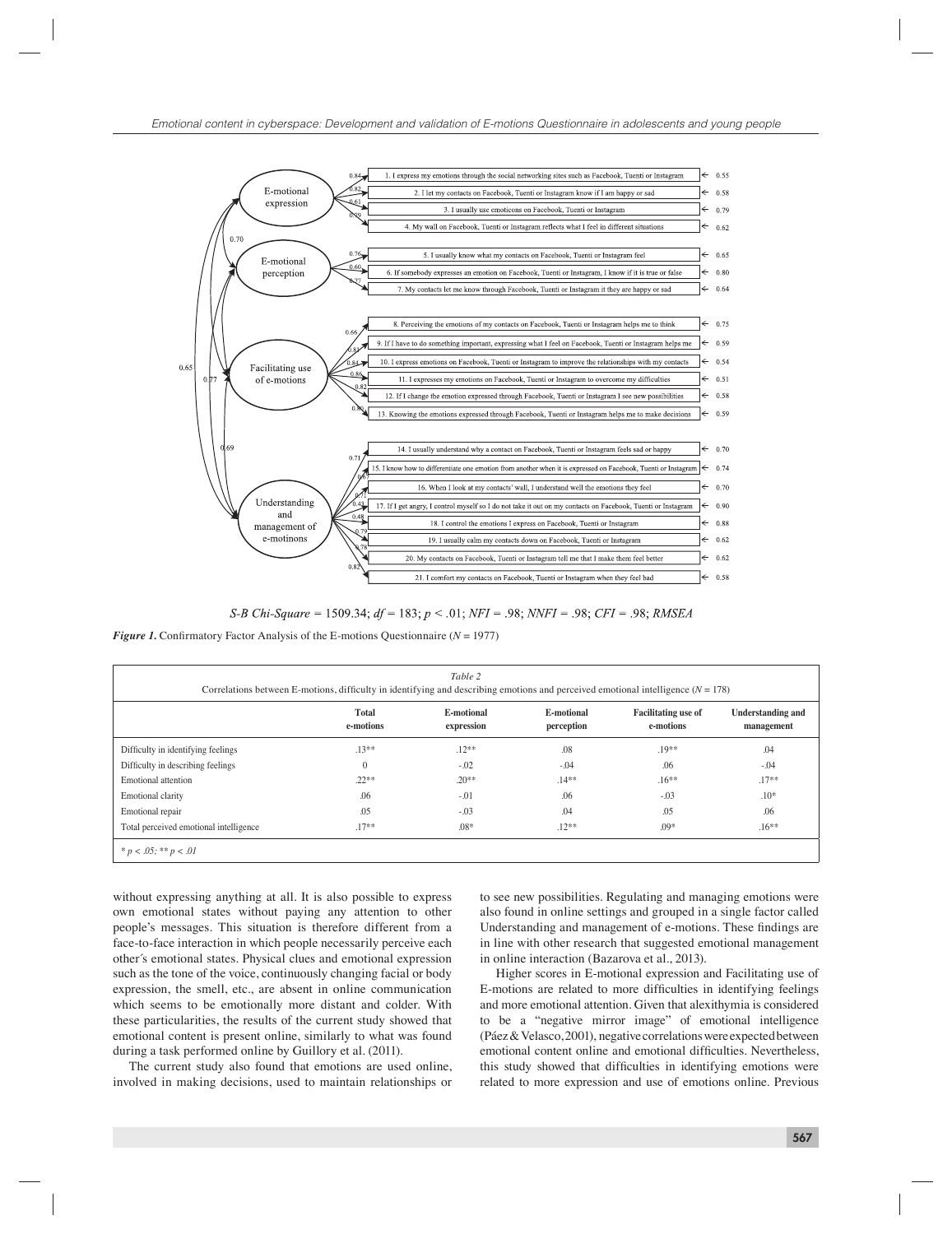| | 0.84 | 1. I express my emotions through the social networking sites such as Facebook, Tuenti or Instagram | 0.55 |
|---|---|---|---|
| E-motional expression | 0.82 | 2. I let my contacts on Facebook, Tuenti or Instagram know if I am happy or sad | 0.58 |
| | 0.61 | 3. I usually use emoticons on Facebook, Tuenti or Instagram | 0.79 |
| | 0.79 | 4. My wall on Facebook, Tuenti or Instagram reflects what I feel in different situations | 0.62 |
| E-motional perception | 0.76 | 5. I usually know what my contacts on Facebook, Tuenti or Instagram feel | 0.65 |
| | 0.60 | 6. If somebody expresses an emotion on Facebook, Tuenti or Instagram, I know if it is true or false | 0.80 |
| | 0.77 | 7. My contacts let me know through Facebook, Tuenti or Instagram if they are happy or sad | 0.64 |
| Facilitating use of e-motions | 0.66 | 8. Perceiving the emotions of my contacts on Facebook, Tuenti or Instagram helps me to think | 0.75 |
| | 0.81 | 9. If I have to do something important, expressing what I feel on Facebook, Tuenti or Instagram helps me | 0.59 |
| | 0.84 | 10. I express emotions on Facebook, Tuenti or Instagram to improve the relationships with my contacts | 0.54 |
| | 0.86 | 11. I expresses my emotions on Facebook, Tuenti or Instagram to overcome my difficulties | 0.51 |
| | 0.82 | 12. If I change the emotion expressed through Facebook, Tuenti or Instagram I see new possibilities | 0.58 |
| | 0.80 | 13. Knowing the emotions expressed through Facebook, Tuenti or Instagram helps me to make decisions | 0.59 |
| Understanding and management of e-motinons | 0.71 | 14. I usually understand why a contact on Facebook, Tuenti or Instagram feels sad or happy | 0.70 |
| | 0.67 | 15. I know how to differentiate one emotion from another when it is expressed on Facebook, Tuenti or Instagram | 0.74 |
| | 0.71 | 16. When I look at my contacts' wall, I understand well the emotions they feel | 0.70 |
| | 0.43 | 17. If I get angry, I control myself so I do not take it out on my contacts on Facebook, Tuenti or Instagram | 0.90 |
| | 0.48 | 18. I control the emotions I express on Facebook, Tuenti or Instagram | 0.88 |
| | 0.79 | 19. I usually calm my contacts down on Facebook, Tuenti or Instagram | 0.62 |
| | 0.78 | 20. My contacts on Facebook, Tuenti or Instagram tell me that I make them feel better | 0.62 |
| | 0.82 | 21. I comfort my contacts on Facebook, Tuenti or Instagram when they feel bad | 0.58 |

Factor correlations: 0.70, 0.65, 0.77, 0.69

*S-B Chi-Square* = 1509.34; *df* = 183; $p < .01$; *NFI* = .98; *NNFI* = .98; *CFI* = .98; *RMSEA*

***Figure 1.*** Confirmatory Factor Analysis of the E-motions Questionnaire (*N* = 1977)

*Table 2*
Correlations between E-motions, difficulty in identifying and describing emotions and perceived emotional intelligence (*N* = 178)

| | Total e-motions | E-motional expression | E-motional perception | Facilitating use of e-motions | Understanding and management |
|---|---|---|---|---|---|
| Difficulty in identifying feelings | .13** | .12** | .08 | .19** | .04 |
| Difficulty in describing feelings | 0 | -.02 | -.04 | .06 | -.04 |
| Emotional attention | .22** | .20** | .14** | .16** | .17** |
| Emotional clarity | .06 | -.01 | .06 | -.03 | .10* |
| Emotional repair | .05 | -.03 | .04 | .05 | .06 |
| Total perceived emotional intelligence | .17** | .08* | .12** | .09* | .16** |

* $p < .05$; ** $p < .01$

without expressing anything at all. It is also possible to express own emotional states without paying any attention to other people's messages. This situation is therefore different from a face-to-face interaction in which people necessarily perceive each other´s emotional states. Physical clues and emotional expression such as the tone of the voice, continuously changing facial or body expression, the smell, etc., are absent in online communication which seems to be emotionally more distant and colder. With these particularities, the results of the current study showed that emotional content is present online, similarly to what was found during a task performed online by Guillory et al. (2011).

The current study also found that emotions are used online, involved in making decisions, used to maintain relationships or to see new possibilities. Regulating and managing emotions were also found in online settings and grouped in a single factor called Understanding and management of e-motions. These findings are in line with other research that suggested emotional management in online interaction (Bazarova et al., 2013).

Higher scores in E-motional expression and Facilitating use of E-motions are related to more difficulties in identifying feelings and more emotional attention. Given that alexithymia is considered to be a "negative mirror image" of emotional intelligence (Páez & Velasco, 2001), negative correlations were expected between emotional content online and emotional difficulties. Nevertheless, this study showed that difficulties in identifying emotions were related to more expression and use of emotions online. Previous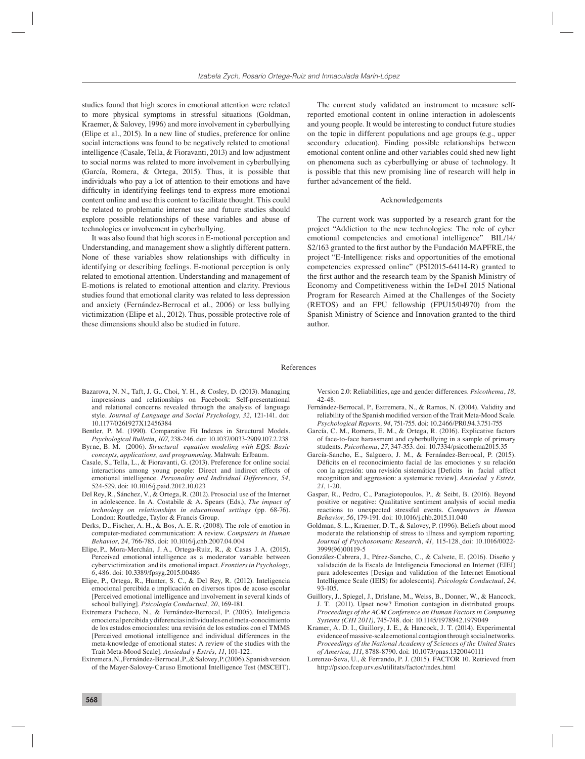studies found that high scores in emotional attention were related to more physical symptoms in stressful situations (Goldman, Kraemer, & Salovey, 1996) and more involvement in cyberbullying (Elipe et al., 2015). In a new line of studies, preference for online social interactions was found to be negatively related to emotional intelligence (Casale, Tella, & Fioravanti, 2013) and low adjustment to social norms was related to more involvement in cyberbullying (García, Romera, & Ortega, 2015). Thus, it is possible that individuals who pay a lot of attention to their emotions and have difficulty in identifying feelings tend to express more emotional content online and use this content to facilitate thought. This could be related to problematic internet use and future studies should explore possible relationships of these variables and abuse of technologies or involvement in cyberbullying.

It was also found that high scores in E-motional perception and Understanding, and management show a slightly different pattern. None of these variables show relationships with difficulty in identifying or describing feelings. E-motional perception is only related to emotional attention. Understanding and management of E-motions is related to emotional attention and clarity. Previous studies found that emotional clarity was related to less depression and anxiety (Fernández-Berrocal et al., 2006) or less bullying victimization (Elipe et al., 2012). Thus, possible protective role of these dimensions should also be studied in future.

The current study validated an instrument to measure self-reported emotional content in online interaction in adolescents and young people. It would be interesting to conduct future studies on the topic in different populations and age groups (e.g., upper secondary education). Finding possible relationships between emotional content online and other variables could shed new light on phenomena such as cyberbullying or abuse of technology. It is possible that this new promising line of research will help in further advancement of the field.

## Acknowledgements

The current work was supported by a research grant for the project "Addiction to the new technologies: The role of cyber emotional competencies and emotional intelligence" BIL/14/S2/163 granted to the first author by the Fundación MAPFRE, the project "E-Intelligence: risks and opportunities of the emotional competencies expressed online" (PSI2015-64114-R) granted to the first author and the research team by the Spanish Ministry of Economy and Competitiveness within the I+D+I 2015 National Program for Research Aimed at the Challenges of the Society (RETOS) and an FPU fellowship (FPU15/04970) from the Spanish Ministry of Science and Innovation granted to the third author.

## References

Bazarova, N. N., Taft, J. G., Choi, Y. H., & Cosley, D. (2013). Managing impressions and relationships on Facebook: Self-presentational and relational concerns revealed through the analysis of language style. *Journal of Language and Social Psychology, 32,* 121-141. doi: 10.1177/0261927X12456384

Bentler, P. M. (1990). Comparative Fit Indexes in Structural Models. *Psychological Bulletin, 107*, 238-246. doi: 10.1037/0033-2909.107.2.238

Byrne, B. M. (2006). *Structural equation modeling with EQS: Basic concepts, applications, and programming.* Mahwah: Erlbaum.

Casale, S., Tella, L., & Fioravanti, G. (2013). Preference for online social interactions among young people: Direct and indirect effects of emotional intelligence. *Personality and Individual Differences, 54,* 524-529. doi: 10.1016/j.paid.2012.10.023

Del Rey, R., Sánchez, V., & Ortega, R. (2012). Prosocial use of the Internet in adolescence. In A. Costabile & A. Spears (Eds.), *The impact of technology on relationships in educational settings* (pp. 68-76). London: Routledge, Taylor & Francis Group.

Derks, D., Fischer, A. H., & Bos, A. E. R. (2008). The role of emotion in computer-mediated communication: A review. *Computers in Human Behavior, 24,* 766-785. doi: 10.1016/j.chb.2007.04.004

Elipe, P., Mora-Merchán, J. A., Ortega-Ruiz, R., & Casas J. A. (2015). Perceived emotional intelligence as a moderator variable between cybervictimization and its emotional impact. *Frontiers in Psychology*, *6*, 486. doi: 10.3389/fpsyg.2015.00486

Elipe, P., Ortega, R., Hunter, S. C., & Del Rey, R. (2012). Inteligencia emocional percibida e implicación en diversos tipos de acoso escolar [Perceived emotional intelligence and involvement in several kinds of school bullying]. *Psicología Conductual, 20*, 169-181.

Extremera Pacheco, N., & Fernández-Berrocal, P. (2005). Inteligencia emocional percibida y diferencias individuales en el meta-conocimiento de los estados emocionales: una revisión de los estudios con el TMMS [Perceived emotional intelligence and individual differences in the meta-knowledge of emotional states: A review of the studies with the Trait Meta-Mood Scale]. *Ansiedad y Estrés, 11*, 101-122.

Extremera, N., Fernández-Berrocal, P., & Salovey, P. (2006). Spanish version of the Mayer-Salovey-Caruso Emotional Intelligence Test (MSCEIT). Version 2.0: Reliabilities, age and gender differences. *Psicothema*, *18*, 42-48.

Fernández-Berrocal, P., Extremera, N., & Ramos, N. (2004). Validity and reliability of the Spanish modified version of the Trait Meta-Mood Scale. *Psychological Reports*, *94*, 751-755. doi: 10.2466/PR0.94.3.751-755

García, C. M., Romera, E. M., & Ortega, R. (2016). Explicative factors of face-to-face harassment and cyberbullying in a sample of primary students. *Psicothema*, *27*, 347-353. doi: 10.7334/psicothema2015.35

García-Sancho, E., Salguero, J. M., & Fernández-Berrocal, P. (2015). Déficits en el reconocimiento facial de las emociones y su relación con la agresión: una revisión sistemática [Deficits in facial affect recognition and aggression: a systematic review]. *Ansiedad y Estrés, 21*, 1-20.

Gaspar, R., Pedro, C., Panagiotopoulos, P., & Seibt, B. (2016). Beyond positive or negative: Qualitative sentiment analysis of social media reactions to unexpected stressful events. *Computers in Human Behavior, 56*, 179-191. doi: 10.1016/j.chb.2015.11.040

Goldman, S. L., Kraemer, D. T., & Salovey, P. (1996). Beliefs about mood moderate the relationship of stress to illness and symptom reporting. *Journal of Psychosomatic Research, 41,* 115-128. doi: 10.1016/0022-3999(96)00119-5

González-Cabrera, J., Pérez-Sancho, C., & Calvete, E. (2016). Diseño y validación de la Escala de Inteligencia Emocional en Internet (EIEI) para adolescentes [Design and validation of the Internet Emotional Intelligence Scale (IEIS) for adolescents]. *Psicología Conductual*, *24*, 93-105.

Guillory, J., Spiegel, J., Drislane, M., Weiss, B., Donner, W., & Hancock, J. T. (2011). Upset now? Emotion contagion in distributed groups. *Proceedings of the ACM Conference on Human Factors in Computing Systems (CHI 2011),* 745-748. doi: 10.1145/1978942.1979049

Kramer, A. D. I., Guillory, J. E., & Hancock, J. T. (2014). Experimental evidence of massive-scale emotional contagion through social networks. *Proceedings of the National Academy of Sciences of the United States of America, 111*, 8788-8790. doi: 10.1073/pnas.1320040111

Lorenzo-Seva, U., & Ferrando, P. J. (2015). FACTOR 10. Retrieved from http://psico.fcep.urv.es/utilitats/factor/index.html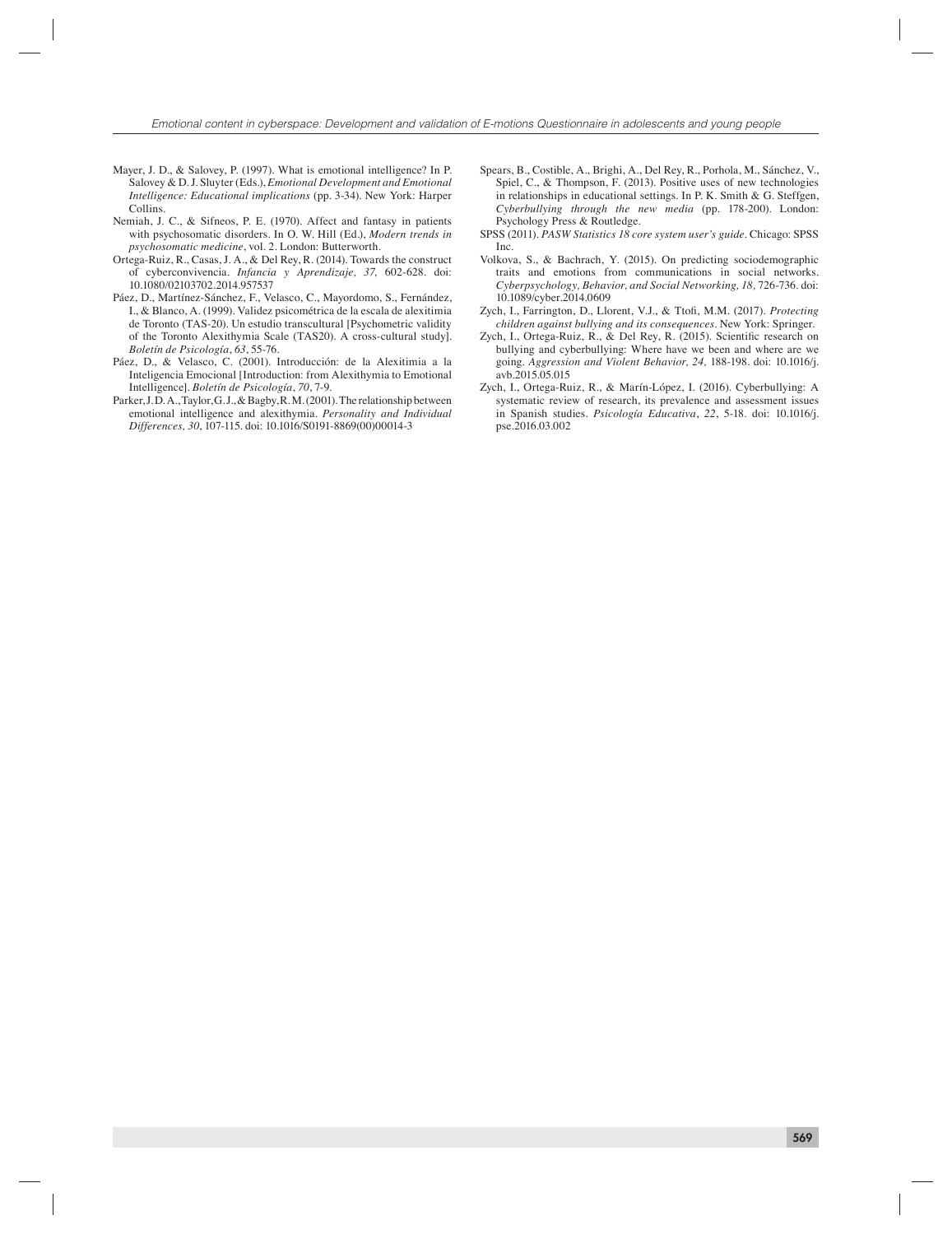Mayer, J. D., & Salovey, P. (1997). What is emotional intelligence? In P. Salovey & D. J. Sluyter (Eds.), *Emotional Development and Emotional Intelligence: Educational implications* (pp. 3-34). New York: Harper Collins.

Nemiah, J. C., & Sifneos, P. E. (1970). Affect and fantasy in patients with psychosomatic disorders. In O. W. Hill (Ed.), *Modern trends in psychosomatic medicine*, vol. 2. London: Butterworth.

Ortega-Ruiz, R., Casas, J. A., & Del Rey, R. (2014). Towards the construct of cyberconvivencia. *Infancia y Aprendizaje, 37,* 602-628. doi: 10.1080/02103702.2014.957537

Páez, D., Martínez-Sánchez, F., Velasco, C., Mayordomo, S., Fernández, I., & Blanco, A. (1999). Validez psicométrica de la escala de alexitimia de Toronto (TAS-20). Un estudio transcultural [Psychometric validity of the Toronto Alexithymia Scale (TAS20). A cross-cultural study]. *Boletín de Psicología*, *63*, 55-76.

Páez, D., & Velasco, C. (2001). Introducción: de la Alexitimia a la Inteligencia Emocional [Introduction: from Alexithymia to Emotional Intelligence]. *Boletín de Psicología*, *70*, 7-9.

Parker, J. D. A., Taylor, G. J., & Bagby, R. M. (2001). The relationship between emotional intelligence and alexithymia. *Personality and Individual Differences, 30*, 107-115. doi: 10.1016/S0191-8869(00)00014-3

Spears, B., Costible, A., Brighi, A., Del Rey, R., Porhola, M., Sánchez, V., Spiel, C., & Thompson, F. (2013). Positive uses of new technologies in relationships in educational settings. In P. K. Smith & G. Steffgen, *Cyberbullying through the new media* (pp. 178-200). London: Psychology Press & Routledge.

SPSS (2011). *PASW Statistics 18 core system user's guide*. Chicago: SPSS Inc.

Volkova, S., & Bachrach, Y. (2015). On predicting sociodemographic traits and emotions from communications in social networks. *Cyberpsychology, Behavior, and Social Networking, 18,* 726-736. doi: 10.1089/cyber.2014.0609

Zych, I., Farrington, D., Llorent, V.J., & Ttofi, M.M. (2017). *Protecting children against bullying and its consequences*. New York: Springer.

Zych, I., Ortega-Ruiz, R., & Del Rey, R. (2015). Scientific research on bullying and cyberbullying: Where have we been and where are we going. *Aggression and Violent Behavior, 24,* 188-198. doi: 10.1016/j.avb.2015.05.015

Zych, I., Ortega-Ruiz, R., & Marín-López, I. (2016). Cyberbullying: A systematic review of research, its prevalence and assessment issues in Spanish studies. *Psicología Educativa*, *22*, 5-18. doi: 10.1016/j.pse.2016.03.002